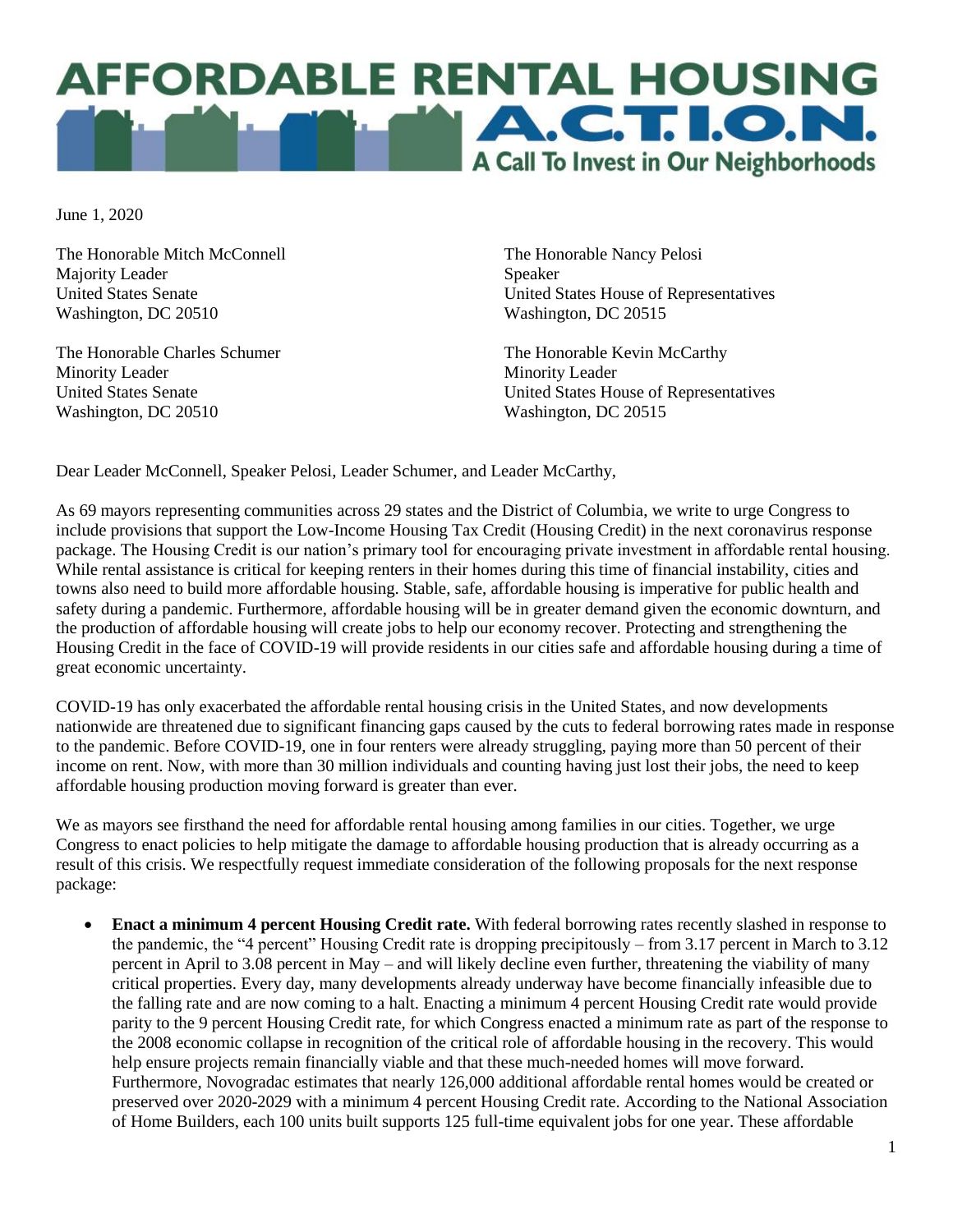# AFFORDABLE RENTAL HOUSING A.C.T.I.O.N.

A Call To Invest in Our Neighborhoods

June 1, 2020

The Honorable Mitch McConnell
Majority Leader
United States Senate
Washington, DC 20510

The Honorable Charles Schumer
Minority Leader
United States Senate
Washington, DC 20510

The Honorable Nancy Pelosi
Speaker
United States House of Representatives
Washington, DC 20515

The Honorable Kevin McCarthy
Minority Leader
United States House of Representatives
Washington, DC 20515

Dear Leader McConnell, Speaker Pelosi, Leader Schumer, and Leader McCarthy,

As 69 mayors representing communities across 29 states and the District of Columbia, we write to urge Congress to include provisions that support the Low-Income Housing Tax Credit (Housing Credit) in the next coronavirus response package. The Housing Credit is our nation's primary tool for encouraging private investment in affordable rental housing. While rental assistance is critical for keeping renters in their homes during this time of financial instability, cities and towns also need to build more affordable housing. Stable, safe, affordable housing is imperative for public health and safety during a pandemic. Furthermore, affordable housing will be in greater demand given the economic downturn, and the production of affordable housing will create jobs to help our economy recover. Protecting and strengthening the Housing Credit in the face of COVID-19 will provide residents in our cities safe and affordable housing during a time of great economic uncertainty.

COVID-19 has only exacerbated the affordable rental housing crisis in the United States, and now developments nationwide are threatened due to significant financing gaps caused by the cuts to federal borrowing rates made in response to the pandemic. Before COVID-19, one in four renters were already struggling, paying more than 50 percent of their income on rent. Now, with more than 30 million individuals and counting having just lost their jobs, the need to keep affordable housing production moving forward is greater than ever.

We as mayors see firsthand the need for affordable rental housing among families in our cities. Together, we urge Congress to enact policies to help mitigate the damage to affordable housing production that is already occurring as a result of this crisis. We respectfully request immediate consideration of the following proposals for the next response package:

- **Enact a minimum 4 percent Housing Credit rate.** With federal borrowing rates recently slashed in response to the pandemic, the "4 percent" Housing Credit rate is dropping precipitously – from 3.17 percent in March to 3.12 percent in April to 3.08 percent in May – and will likely decline even further, threatening the viability of many critical properties. Every day, many developments already underway have become financially infeasible due to the falling rate and are now coming to a halt. Enacting a minimum 4 percent Housing Credit rate would provide parity to the 9 percent Housing Credit rate, for which Congress enacted a minimum rate as part of the response to the 2008 economic collapse in recognition of the critical role of affordable housing in the recovery. This would help ensure projects remain financially viable and that these much-needed homes will move forward. Furthermore, Novogradac estimates that nearly 126,000 additional affordable rental homes would be created or preserved over 2020-2029 with a minimum 4 percent Housing Credit rate. According to the National Association of Home Builders, each 100 units built supports 125 full-time equivalent jobs for one year. These affordable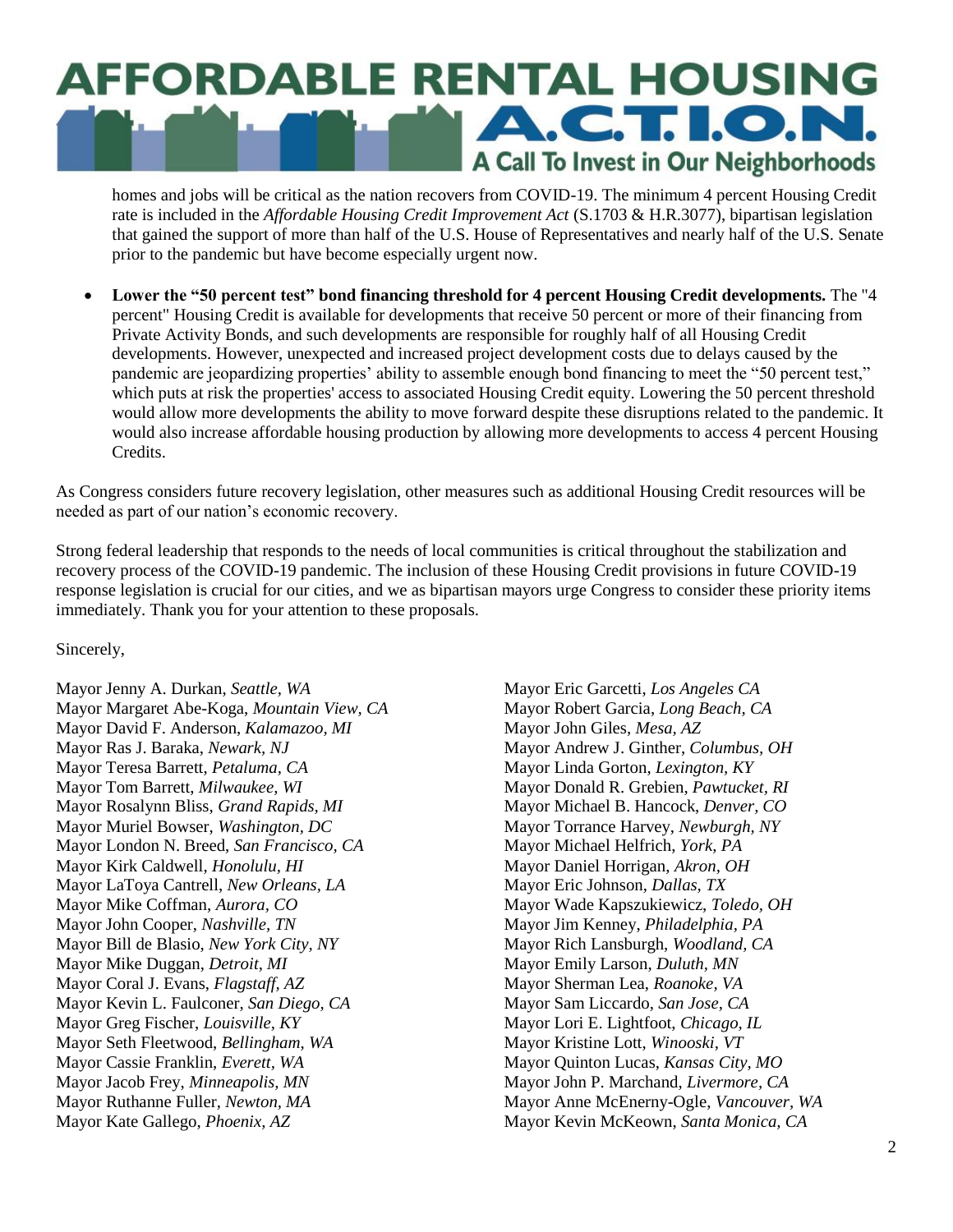homes and jobs will be critical as the nation recovers from COVID-19. The minimum 4 percent Housing Credit rate is included in the *Affordable Housing Credit Improvement Act* (S.1703 & H.R.3077), bipartisan legislation that gained the support of more than half of the U.S. House of Representatives and nearly half of the U.S. Senate prior to the pandemic but have become especially urgent now.

- **Lower the "50 percent test" bond financing threshold for 4 percent Housing Credit developments.** The "4 percent" Housing Credit is available for developments that receive 50 percent or more of their financing from Private Activity Bonds, and such developments are responsible for roughly half of all Housing Credit developments. However, unexpected and increased project development costs due to delays caused by the pandemic are jeopardizing properties' ability to assemble enough bond financing to meet the "50 percent test," which puts at risk the properties' access to associated Housing Credit equity. Lowering the 50 percent threshold would allow more developments the ability to move forward despite these disruptions related to the pandemic. It would also increase affordable housing production by allowing more developments to access 4 percent Housing Credits.

As Congress considers future recovery legislation, other measures such as additional Housing Credit resources will be needed as part of our nation's economic recovery.

Strong federal leadership that responds to the needs of local communities is critical throughout the stabilization and recovery process of the COVID-19 pandemic. The inclusion of these Housing Credit provisions in future COVID-19 response legislation is crucial for our cities, and we as bipartisan mayors urge Congress to consider these priority items immediately. Thank you for your attention to these proposals.

Sincerely,

Mayor Jenny A. Durkan, *Seattle, WA*
Mayor Margaret Abe-Koga, *Mountain View, CA*
Mayor David F. Anderson, *Kalamazoo, MI*
Mayor Ras J. Baraka, *Newark, NJ*
Mayor Teresa Barrett, *Petaluma, CA*
Mayor Tom Barrett, *Milwaukee, WI*
Mayor Rosalynn Bliss, *Grand Rapids, MI*
Mayor Muriel Bowser, *Washington, DC*
Mayor London N. Breed, *San Francisco, CA*
Mayor Kirk Caldwell, *Honolulu, HI*
Mayor LaToya Cantrell, *New Orleans, LA*
Mayor Mike Coffman, *Aurora, CO*
Mayor John Cooper, *Nashville, TN*
Mayor Bill de Blasio, *New York City, NY*
Mayor Mike Duggan, *Detroit, MI*
Mayor Coral J. Evans, *Flagstaff, AZ*
Mayor Kevin L. Faulconer, *San Diego, CA*
Mayor Greg Fischer, *Louisville, KY*
Mayor Seth Fleetwood, *Bellingham, WA*
Mayor Cassie Franklin, *Everett, WA*
Mayor Jacob Frey, *Minneapolis, MN*
Mayor Ruthanne Fuller, *Newton, MA*
Mayor Kate Gallego, *Phoenix, AZ*
Mayor Eric Garcetti, *Los Angeles CA*
Mayor Robert Garcia, *Long Beach, CA*
Mayor John Giles, *Mesa, AZ*
Mayor Andrew J. Ginther, *Columbus, OH*
Mayor Linda Gorton, *Lexington, KY*
Mayor Donald R. Grebien, *Pawtucket, RI*
Mayor Michael B. Hancock, *Denver, CO*
Mayor Torrance Harvey, *Newburgh, NY*
Mayor Michael Helfrich, *York, PA*
Mayor Daniel Horrigan, *Akron, OH*
Mayor Eric Johnson, *Dallas, TX*
Mayor Wade Kapszukiewicz, *Toledo, OH*
Mayor Jim Kenney, *Philadelphia, PA*
Mayor Rich Lansburgh, *Woodland, CA*
Mayor Emily Larson, *Duluth, MN*
Mayor Sherman Lea, *Roanoke, VA*
Mayor Sam Liccardo, *San Jose, CA*
Mayor Lori E. Lightfoot, *Chicago, IL*
Mayor Kristine Lott, *Winooski, VT*
Mayor Quinton Lucas, *Kansas City, MO*
Mayor John P. Marchand, *Livermore, CA*
Mayor Anne McEnerny-Ogle, *Vancouver, WA*
Mayor Kevin McKeown, *Santa Monica, CA*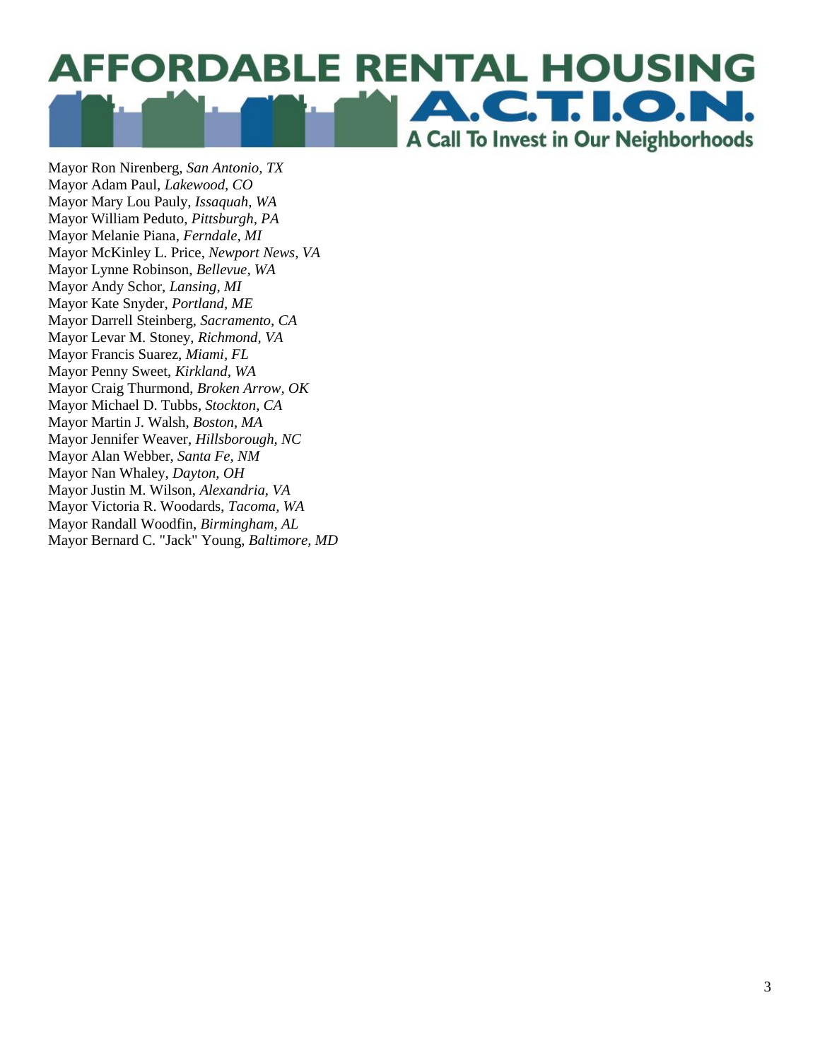# AFFORDABLE RENTAL HOUSING A.C.T.I.O.N.

A Call To Invest in Our Neighborhoods

Mayor Ron Nirenberg, *San Antonio, TX*
Mayor Adam Paul, *Lakewood, CO*
Mayor Mary Lou Pauly, *Issaquah, WA*
Mayor William Peduto, *Pittsburgh, PA*
Mayor Melanie Piana, *Ferndale, MI*
Mayor McKinley L. Price, *Newport News, VA*
Mayor Lynne Robinson, *Bellevue, WA*
Mayor Andy Schor, *Lansing, MI*
Mayor Kate Snyder, *Portland, ME*
Mayor Darrell Steinberg, *Sacramento, CA*
Mayor Levar M. Stoney, *Richmond, VA*
Mayor Francis Suarez, *Miami, FL*
Mayor Penny Sweet, *Kirkland, WA*
Mayor Craig Thurmond, *Broken Arrow, OK*
Mayor Michael D. Tubbs, *Stockton, CA*
Mayor Martin J. Walsh, *Boston, MA*
Mayor Jennifer Weaver, *Hillsborough, NC*
Mayor Alan Webber, *Santa Fe, NM*
Mayor Nan Whaley, *Dayton, OH*
Mayor Justin M. Wilson, *Alexandria, VA*
Mayor Victoria R. Woodards, *Tacoma, WA*
Mayor Randall Woodfin, *Birmingham, AL*
Mayor Bernard C. "Jack" Young, *Baltimore, MD*